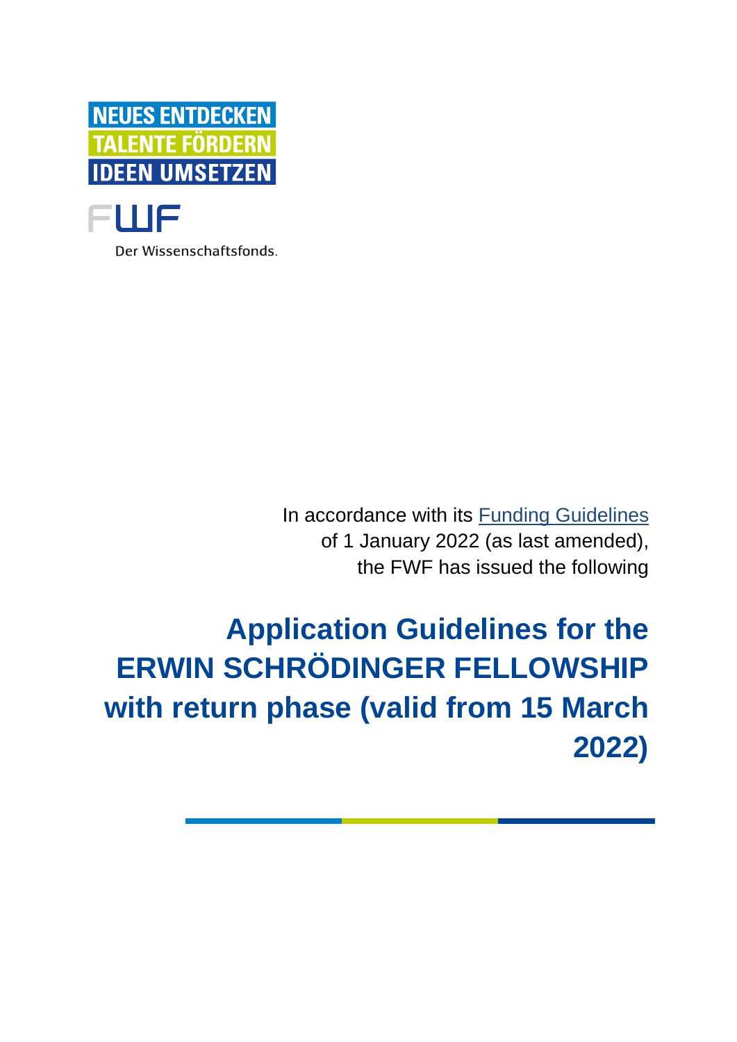NEUES ENTDECKEN
TALENTE FÖRDERN
IDEEN UMSETZEN

FWF

Der Wissenschaftsfonds.

In accordance with its [Funding Guidelines](#) of 1 January 2022 (as last amended), the FWF has issued the following

# Application Guidelines for the ERWIN SCHRÖDINGER FELLOWSHIP with return phase (valid from 15 March 2022)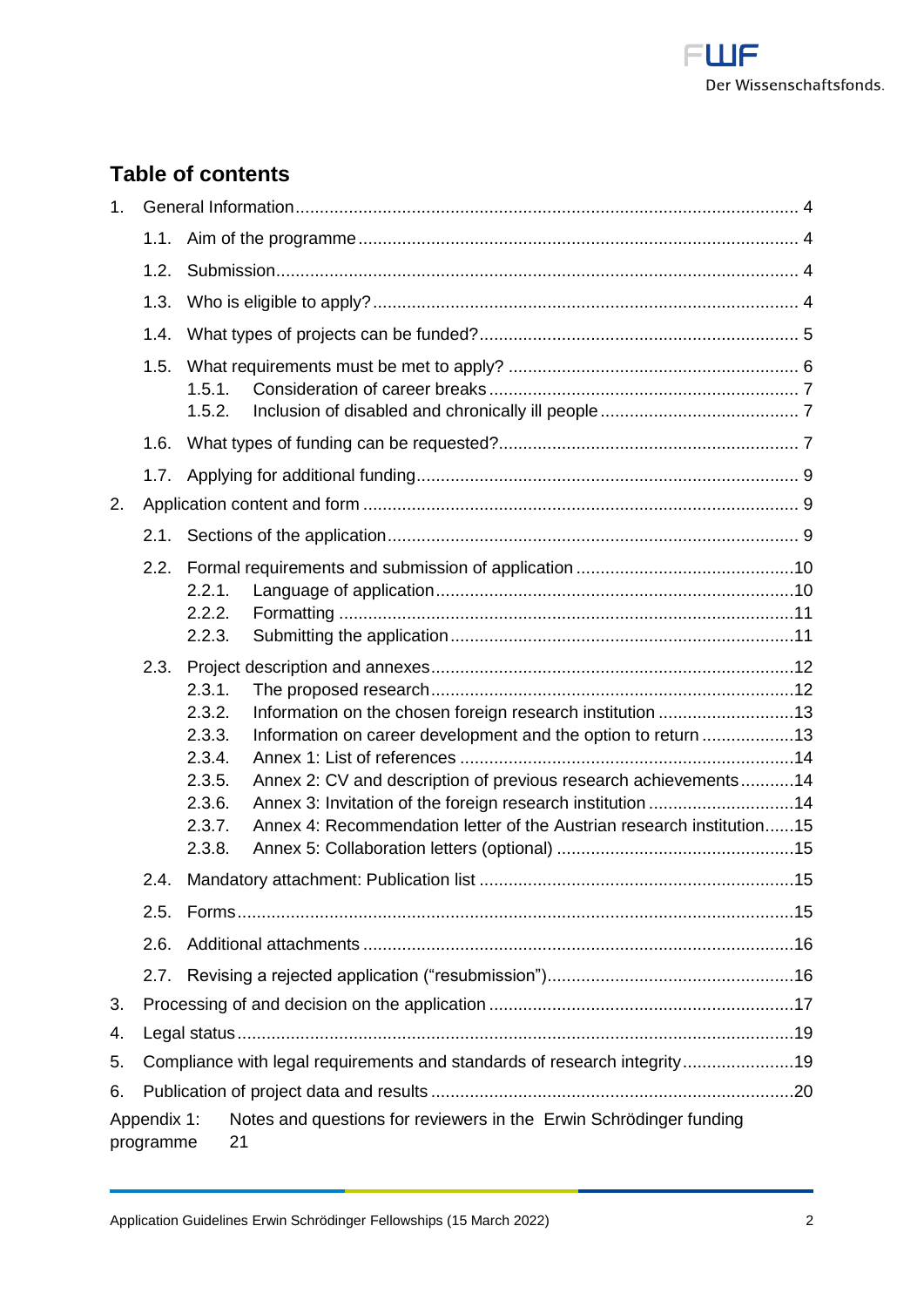## Table of contents

1. General Information .......... 4
    - 1.1. Aim of the programme .......... 4
    - 1.2. Submission .......... 4
    - 1.3. Who is eligible to apply? .......... 4
    - 1.4. What types of projects can be funded? .......... 5
    - 1.5. What requirements must be met to apply? .......... 6
        - 1.5.1. Consideration of career breaks .......... 7
        - 1.5.2. Inclusion of disabled and chronically ill people .......... 7
    - 1.6. What types of funding can be requested? .......... 7
    - 1.7. Applying for additional funding .......... 9
2. Application content and form .......... 9
    - 2.1. Sections of the application .......... 9
    - 2.2. Formal requirements and submission of application .......... 10
        - 2.2.1. Language of application .......... 10
        - 2.2.2. Formatting .......... 11
        - 2.2.3. Submitting the application .......... 11
    - 2.3. Project description and annexes .......... 12
        - 2.3.1. The proposed research .......... 12
        - 2.3.2. Information on the chosen foreign research institution .......... 13
        - 2.3.3. Information on career development and the option to return .......... 13
        - 2.3.4. Annex 1: List of references .......... 14
        - 2.3.5. Annex 2: CV and description of previous research achievements .......... 14
        - 2.3.6. Annex 3: Invitation of the foreign research institution .......... 14
        - 2.3.7. Annex 4: Recommendation letter of the Austrian research institution .......... 15
        - 2.3.8. Annex 5: Collaboration letters (optional) .......... 15
    - 2.4. Mandatory attachment: Publication list .......... 15
    - 2.5. Forms .......... 15
    - 2.6. Additional attachments .......... 16
    - 2.7. Revising a rejected application ("resubmission") .......... 16
3. Processing of and decision on the application .......... 17
4. Legal status .......... 19
5. Compliance with legal requirements and standards of research integrity .......... 19
6. Publication of project data and results .......... 20

Appendix 1: Notes and questions for reviewers in the Erwin Schrödinger funding programme 21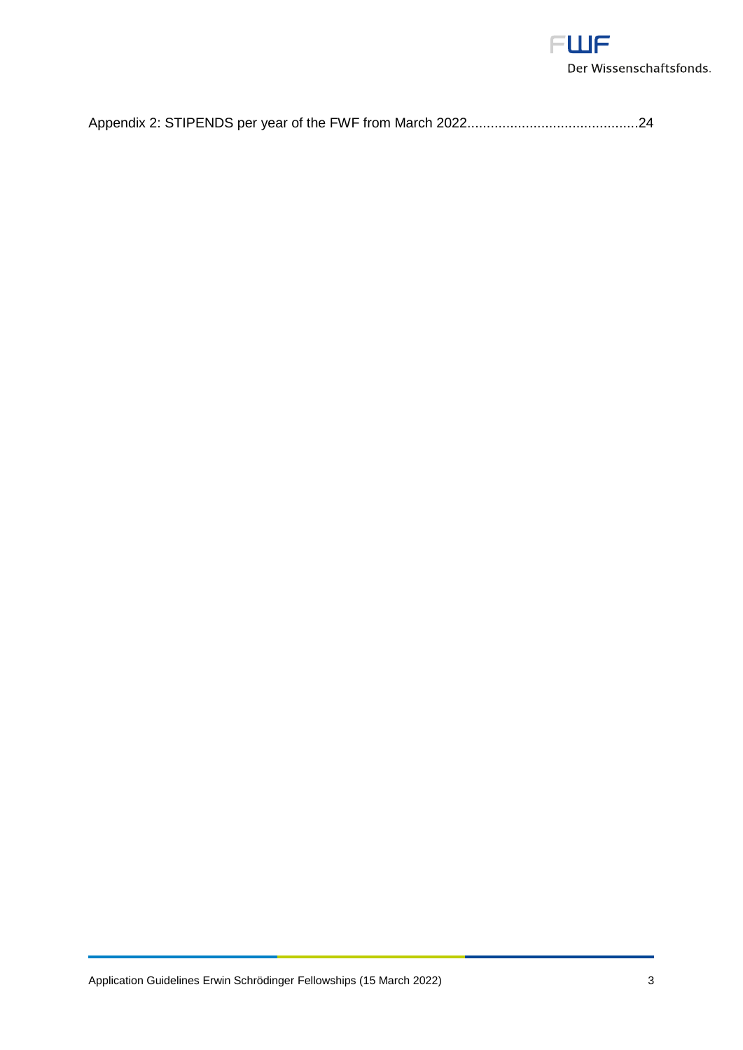Appendix 2: STIPENDS per year of the FWF from March 2022...........................................24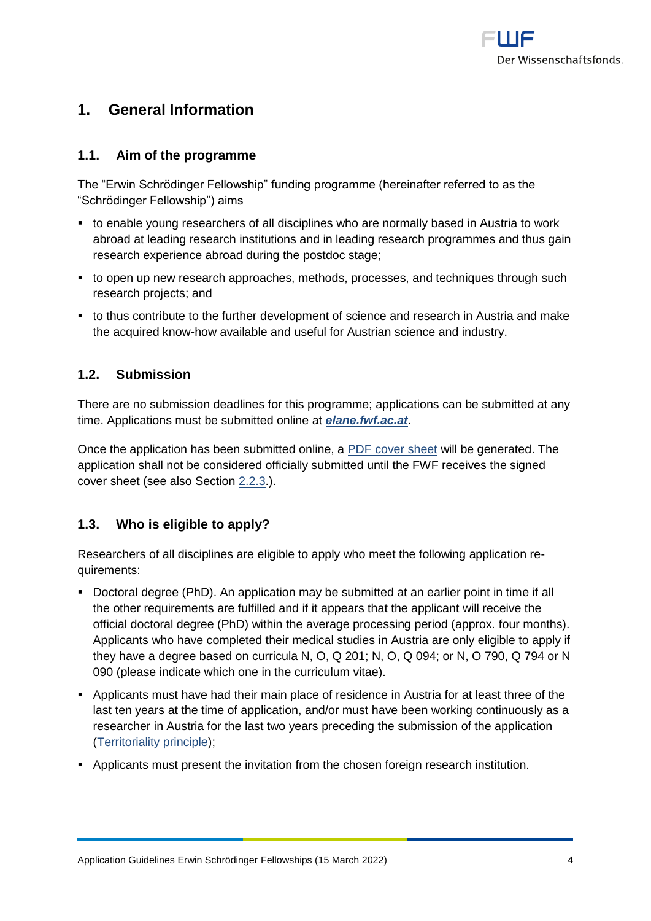# 1. General Information

## 1.1. Aim of the programme

The "Erwin Schrödinger Fellowship" funding programme (hereinafter referred to as the "Schrödinger Fellowship") aims

- to enable young researchers of all disciplines who are normally based in Austria to work abroad at leading research institutions and in leading research programmes and thus gain research experience abroad during the postdoc stage;
- to open up new research approaches, methods, processes, and techniques through such research projects; and
- to thus contribute to the further development of science and research in Austria and make the acquired know-how available and useful for Austrian science and industry.

## 1.2. Submission

There are no submission deadlines for this programme; applications can be submitted at any time. Applications must be submitted online at ***elane.fwf.ac.at***.

Once the application has been submitted online, a PDF cover sheet will be generated. The application shall not be considered officially submitted until the FWF receives the signed cover sheet (see also Section 2.2.3.).

## 1.3. Who is eligible to apply?

Researchers of all disciplines are eligible to apply who meet the following application requirements:

- Doctoral degree (PhD). An application may be submitted at an earlier point in time if all the other requirements are fulfilled and if it appears that the applicant will receive the official doctoral degree (PhD) within the average processing period (approx. four months). Applicants who have completed their medical studies in Austria are only eligible to apply if they have a degree based on curricula N, O, Q 201; N, O, Q 094; or N, O 790, Q 794 or N 090 (please indicate which one in the curriculum vitae).
- Applicants must have had their main place of residence in Austria for at least three of the last ten years at the time of application, and/or must have been working continuously as a researcher in Austria for the last two years preceding the submission of the application (Territoriality principle);
- Applicants must present the invitation from the chosen foreign research institution.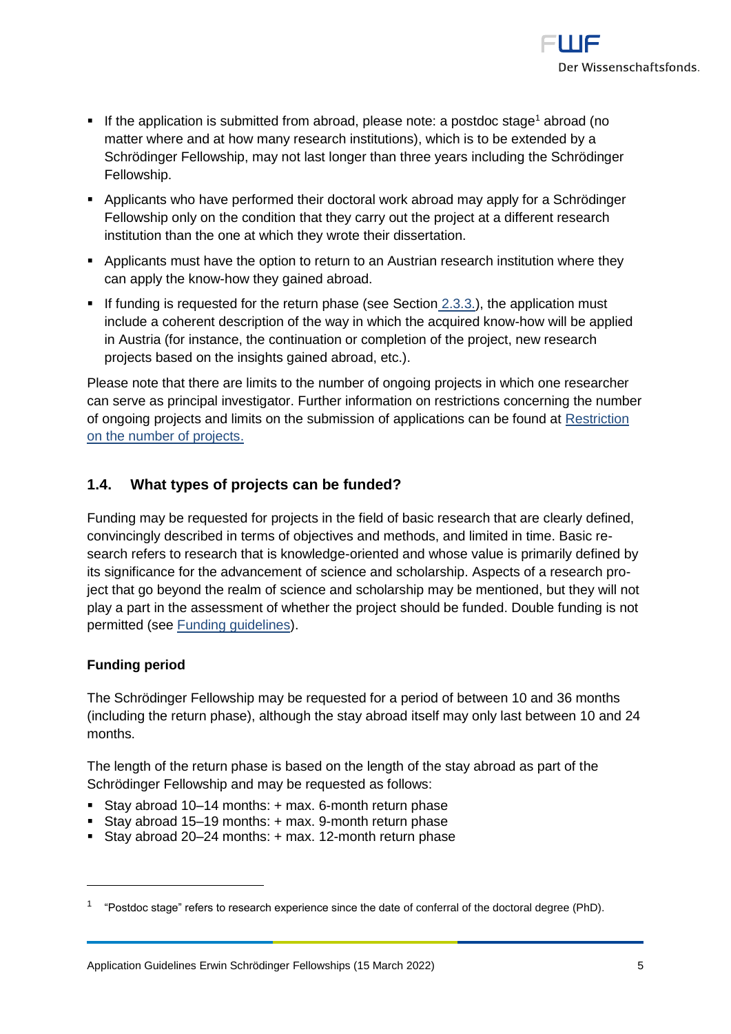- If the application is submitted from abroad, please note: a postdoc stage[1] abroad (no matter where and at how many research institutions), which is to be extended by a Schrödinger Fellowship, may not last longer than three years including the Schrödinger Fellowship.
- Applicants who have performed their doctoral work abroad may apply for a Schrödinger Fellowship only on the condition that they carry out the project at a different research institution than the one at which they wrote their dissertation.
- Applicants must have the option to return to an Austrian research institution where they can apply the know-how they gained abroad.
- If funding is requested for the return phase (see Section 2.3.3.), the application must include a coherent description of the way in which the acquired know-how will be applied in Austria (for instance, the continuation or completion of the project, new research projects based on the insights gained abroad, etc.).

Please note that there are limits to the number of ongoing projects in which one researcher can serve as principal investigator. Further information on restrictions concerning the number of ongoing projects and limits on the submission of applications can be found at Restriction on the number of projects.

## 1.4. What types of projects can be funded?

Funding may be requested for projects in the field of basic research that are clearly defined, convincingly described in terms of objectives and methods, and limited in time. Basic research refers to research that is knowledge-oriented and whose value is primarily defined by its significance for the advancement of science and scholarship. Aspects of a research project that go beyond the realm of science and scholarship may be mentioned, but they will not play a part in the assessment of whether the project should be funded. Double funding is not permitted (see Funding guidelines).

**Funding period**

The Schrödinger Fellowship may be requested for a period of between 10 and 36 months (including the return phase), although the stay abroad itself may only last between 10 and 24 months.

The length of the return phase is based on the length of the stay abroad as part of the Schrödinger Fellowship and may be requested as follows:

- Stay abroad 10–14 months: + max. 6-month return phase
- Stay abroad 15–19 months: + max. 9-month return phase
- Stay abroad 20–24 months: + max. 12-month return phase

---

[1] "Postdoc stage" refers to research experience since the date of conferral of the doctoral degree (PhD).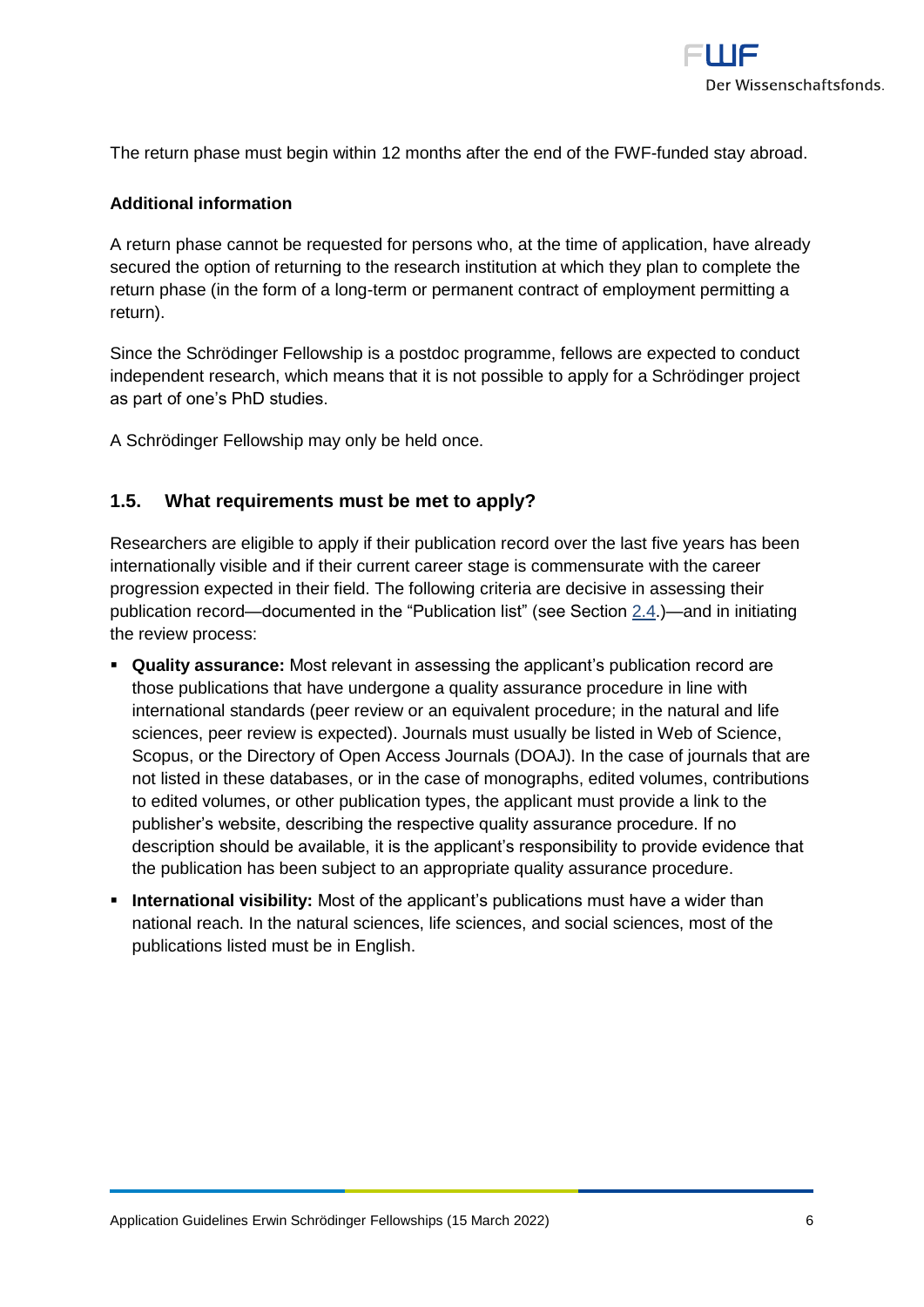The return phase must begin within 12 months after the end of the FWF-funded stay abroad.

**Additional information**

A return phase cannot be requested for persons who, at the time of application, have already secured the option of returning to the research institution at which they plan to complete the return phase (in the form of a long-term or permanent contract of employment permitting a return).

Since the Schrödinger Fellowship is a postdoc programme, fellows are expected to conduct independent research, which means that it is not possible to apply for a Schrödinger project as part of one's PhD studies.

A Schrödinger Fellowship may only be held once.

## 1.5. What requirements must be met to apply?

Researchers are eligible to apply if their publication record over the last five years has been internationally visible and if their current career stage is commensurate with the career progression expected in their field. The following criteria are decisive in assessing their publication record—documented in the "Publication list" (see Section 2.4.)—and in initiating the review process:

- **Quality assurance:** Most relevant in assessing the applicant's publication record are those publications that have undergone a quality assurance procedure in line with international standards (peer review or an equivalent procedure; in the natural and life sciences, peer review is expected). Journals must usually be listed in Web of Science, Scopus, or the Directory of Open Access Journals (DOAJ). In the case of journals that are not listed in these databases, or in the case of monographs, edited volumes, contributions to edited volumes, or other publication types, the applicant must provide a link to the publisher's website, describing the respective quality assurance procedure. If no description should be available, it is the applicant's responsibility to provide evidence that the publication has been subject to an appropriate quality assurance procedure.
- **International visibility:** Most of the applicant's publications must have a wider than national reach. In the natural sciences, life sciences, and social sciences, most of the publications listed must be in English.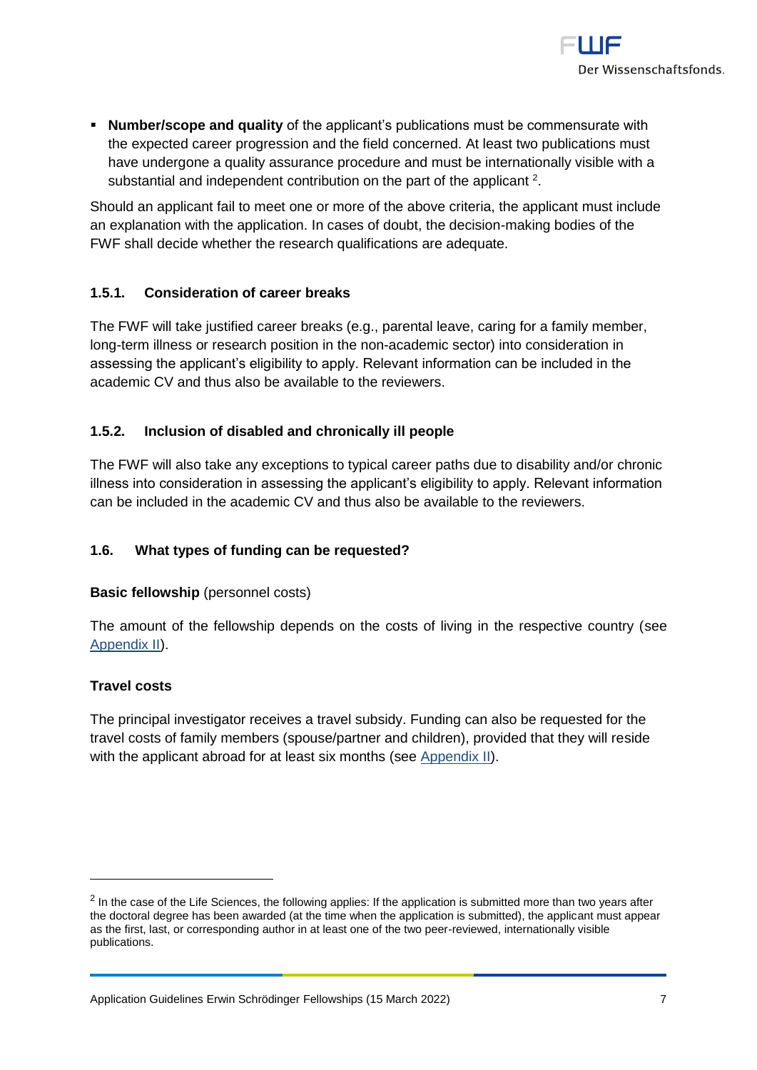- **Number/scope and quality** of the applicant's publications must be commensurate with the expected career progression and the field concerned. At least two publications must have undergone a quality assurance procedure and must be internationally visible with a substantial and independent contribution on the part of the applicant [2].

Should an applicant fail to meet one or more of the above criteria, the applicant must include an explanation with the application. In cases of doubt, the decision-making bodies of the FWF shall decide whether the research qualifications are adequate.

### 1.5.1. Consideration of career breaks

The FWF will take justified career breaks (e.g., parental leave, caring for a family member, long-term illness or research position in the non-academic sector) into consideration in assessing the applicant's eligibility to apply. Relevant information can be included in the academic CV and thus also be available to the reviewers.

### 1.5.2. Inclusion of disabled and chronically ill people

The FWF will also take any exceptions to typical career paths due to disability and/or chronic illness into consideration in assessing the applicant's eligibility to apply. Relevant information can be included in the academic CV and thus also be available to the reviewers.

## 1.6. What types of funding can be requested?

**Basic fellowship** (personnel costs)

The amount of the fellowship depends on the costs of living in the respective country (see Appendix II).

**Travel costs**

The principal investigator receives a travel subsidy. Funding can also be requested for the travel costs of family members (spouse/partner and children), provided that they will reside with the applicant abroad for at least six months (see Appendix II).

---

[2] In the case of the Life Sciences, the following applies: If the application is submitted more than two years after the doctoral degree has been awarded (at the time when the application is submitted), the applicant must appear as the first, last, or corresponding author in at least one of the two peer-reviewed, internationally visible publications.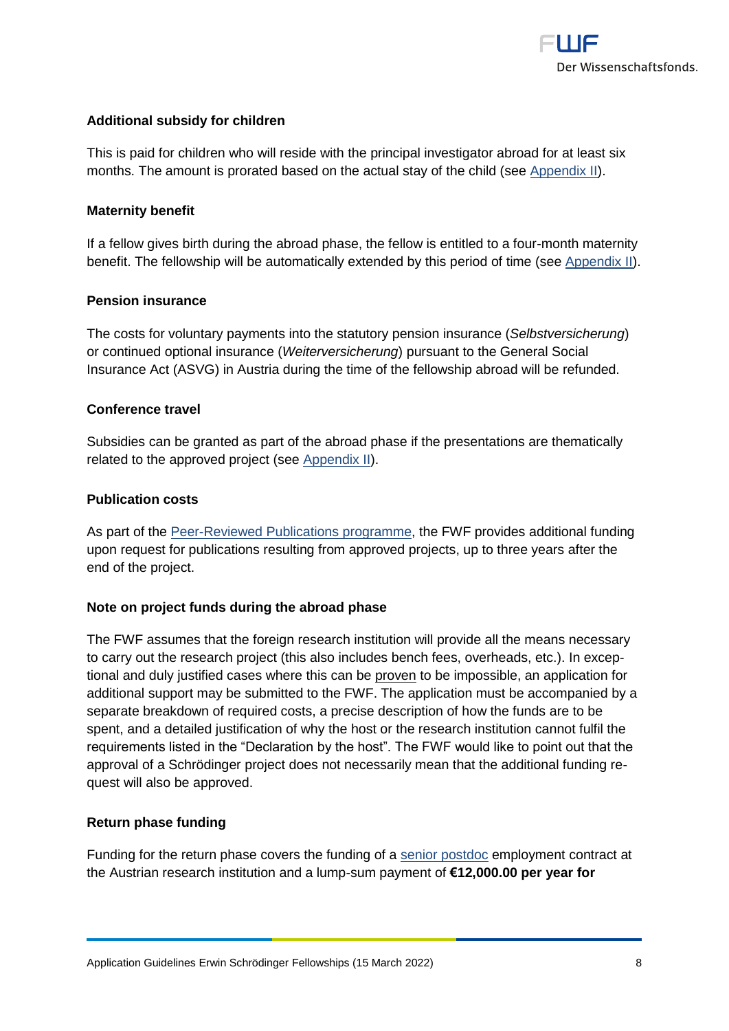**Additional subsidy for children**

This is paid for children who will reside with the principal investigator abroad for at least six months. The amount is prorated based on the actual stay of the child (see Appendix II).

**Maternity benefit**

If a fellow gives birth during the abroad phase, the fellow is entitled to a four-month maternity benefit. The fellowship will be automatically extended by this period of time (see Appendix II).

**Pension insurance**

The costs for voluntary payments into the statutory pension insurance (*Selbstversicherung*) or continued optional insurance (*Weiterversicherung*) pursuant to the General Social Insurance Act (ASVG) in Austria during the time of the fellowship abroad will be refunded.

**Conference travel**

Subsidies can be granted as part of the abroad phase if the presentations are thematically related to the approved project (see Appendix II).

**Publication costs**

As part of the Peer-Reviewed Publications programme, the FWF provides additional funding upon request for publications resulting from approved projects, up to three years after the end of the project.

**Note on project funds during the abroad phase**

The FWF assumes that the foreign research institution will provide all the means necessary to carry out the research project (this also includes bench fees, overheads, etc.). In exceptional and duly justified cases where this can be proven to be impossible, an application for additional support may be submitted to the FWF. The application must be accompanied by a separate breakdown of required costs, a precise description of how the funds are to be spent, and a detailed justification of why the host or the research institution cannot fulfil the requirements listed in the "Declaration by the host". The FWF would like to point out that the approval of a Schrödinger project does not necessarily mean that the additional funding request will also be approved.

**Return phase funding**

Funding for the return phase covers the funding of a senior postdoc employment contract at the Austrian research institution and a lump-sum payment of **€12,000.00 per year for**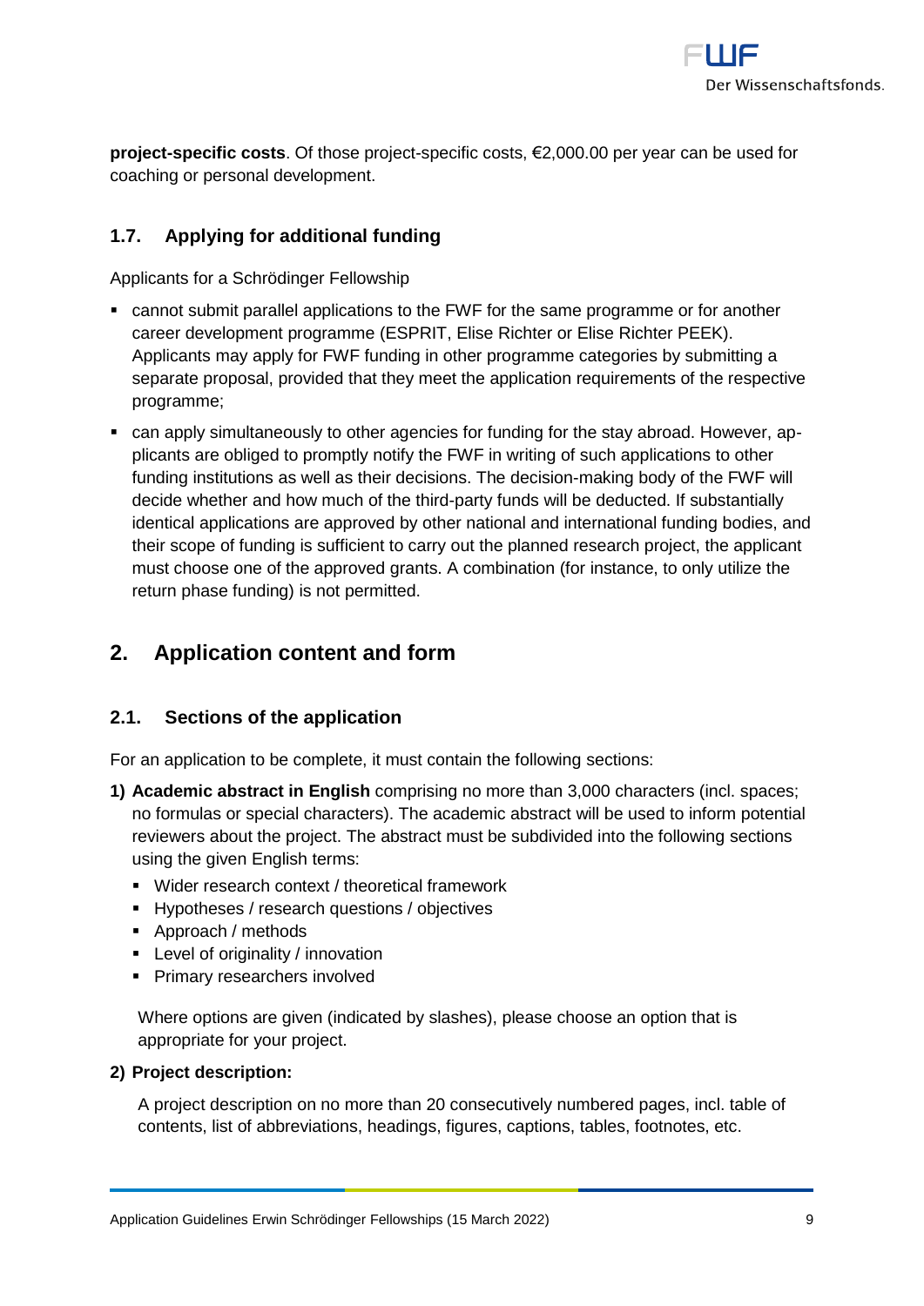**project-specific costs**. Of those project-specific costs, €2,000.00 per year can be used for coaching or personal development.

### 1.7. Applying for additional funding

Applicants for a Schrödinger Fellowship

- cannot submit parallel applications to the FWF for the same programme or for another career development programme (ESPRIT, Elise Richter or Elise Richter PEEK). Applicants may apply for FWF funding in other programme categories by submitting a separate proposal, provided that they meet the application requirements of the respective programme;
- can apply simultaneously to other agencies for funding for the stay abroad. However, applicants are obliged to promptly notify the FWF in writing of such applications to other funding institutions as well as their decisions. The decision-making body of the FWF will decide whether and how much of the third-party funds will be deducted. If substantially identical applications are approved by other national and international funding bodies, and their scope of funding is sufficient to carry out the planned research project, the applicant must choose one of the approved grants. A combination (for instance, to only utilize the return phase funding) is not permitted.

## 2. Application content and form

### 2.1. Sections of the application

For an application to be complete, it must contain the following sections:

1) **Academic abstract in English** comprising no more than 3,000 characters (incl. spaces; no formulas or special characters). The academic abstract will be used to inform potential reviewers about the project. The abstract must be subdivided into the following sections using the given English terms:
   - Wider research context / theoretical framework
   - Hypotheses / research questions / objectives
   - Approach / methods
   - Level of originality / innovation
   - Primary researchers involved

   Where options are given (indicated by slashes), please choose an option that is appropriate for your project.

2) **Project description:**

   A project description on no more than 20 consecutively numbered pages, incl. table of contents, list of abbreviations, headings, figures, captions, tables, footnotes, etc.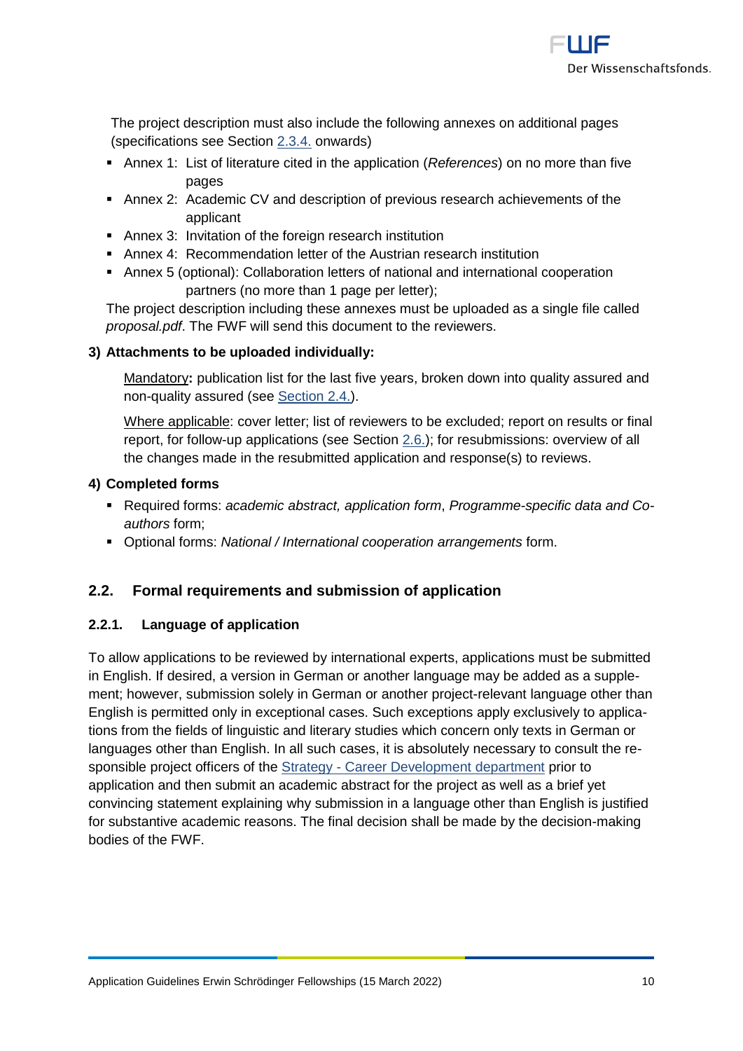The project description must also include the following annexes on additional pages (specifications see Section 2.3.4. onwards)

- Annex 1: List of literature cited in the application (*References*) on no more than five pages
- Annex 2: Academic CV and description of previous research achievements of the applicant
- Annex 3: Invitation of the foreign research institution
- Annex 4: Recommendation letter of the Austrian research institution
- Annex 5 (optional): Collaboration letters of national and international cooperation partners (no more than 1 page per letter);

The project description including these annexes must be uploaded as a single file called *proposal.pdf*. The FWF will send this document to the reviewers.

**3) Attachments to be uploaded individually:**

Mandatory**:** publication list for the last five years, broken down into quality assured and non-quality assured (see Section 2.4.).

Where applicable: cover letter; list of reviewers to be excluded; report on results or final report, for follow-up applications (see Section 2.6.); for resubmissions: overview of all the changes made in the resubmitted application and response(s) to reviews.

**4) Completed forms**

- Required forms: *academic abstract, application form*, *Programme-specific data and Co-authors* form;
- Optional forms: *National / International cooperation arrangements* form.

## 2.2. Formal requirements and submission of application

### 2.2.1. Language of application

To allow applications to be reviewed by international experts, applications must be submitted in English. If desired, a version in German or another language may be added as a supplement; however, submission solely in German or another project-relevant language other than English is permitted only in exceptional cases. Such exceptions apply exclusively to applications from the fields of linguistic and literary studies which concern only texts in German or languages other than English. In all such cases, it is absolutely necessary to consult the responsible project officers of the Strategy - Career Development department prior to application and then submit an academic abstract for the project as well as a brief yet convincing statement explaining why submission in a language other than English is justified for substantive academic reasons. The final decision shall be made by the decision-making bodies of the FWF.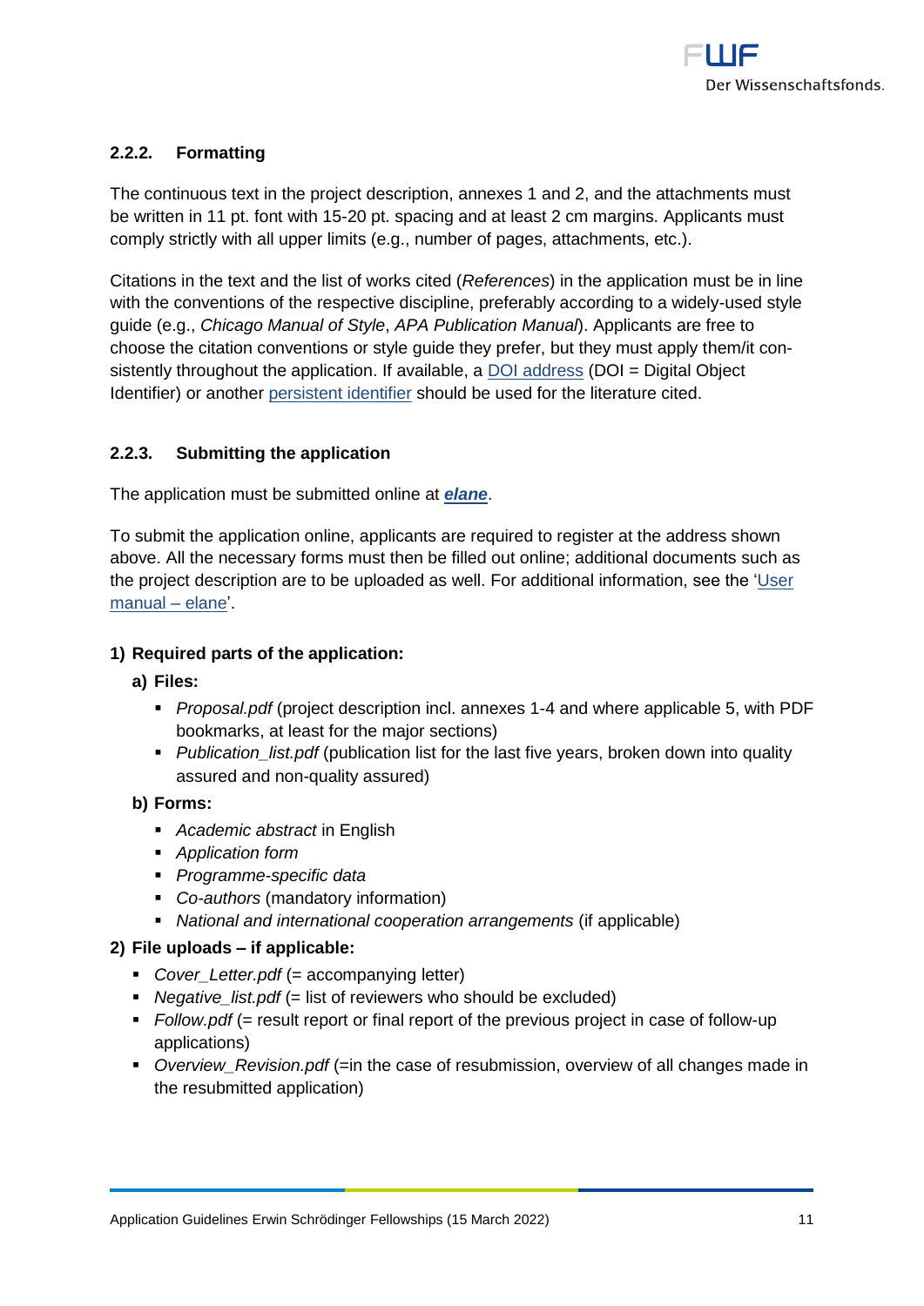### 2.2.2. Formatting

The continuous text in the project description, annexes 1 and 2, and the attachments must be written in 11 pt. font with 15-20 pt. spacing and at least 2 cm margins. Applicants must comply strictly with all upper limits (e.g., number of pages, attachments, etc.).

Citations in the text and the list of works cited (*References*) in the application must be in line with the conventions of the respective discipline, preferably according to a widely-used style guide (e.g., *Chicago Manual of Style*, *APA Publication Manual*). Applicants are free to choose the citation conventions or style guide they prefer, but they must apply them/it consistently throughout the application. If available, a DOI address (DOI = Digital Object Identifier) or another persistent identifier should be used for the literature cited.

### 2.2.3. Submitting the application

The application must be submitted online at ***elane***.

To submit the application online, applicants are required to register at the address shown above. All the necessary forms must then be filled out online; additional documents such as the project description are to be uploaded as well. For additional information, see the 'User manual – elane'.

**1) Required parts of the application:**

**a) Files:**

- *Proposal.pdf* (project description incl. annexes 1-4 and where applicable 5, with PDF bookmarks, at least for the major sections)
- *Publication_list.pdf* (publication list for the last five years, broken down into quality assured and non-quality assured)

**b) Forms:**

- *Academic abstract* in English
- *Application form*
- *Programme-specific data*
- *Co-authors* (mandatory information)
- *National and international cooperation arrangements* (if applicable)

**2) File uploads – if applicable:**

- *Cover_Letter.pdf* (= accompanying letter)
- *Negative_list.pdf* (= list of reviewers who should be excluded)
- *Follow.pdf* (= result report or final report of the previous project in case of follow-up applications)
- *Overview_Revision.pdf* (=in the case of resubmission, overview of all changes made in the resubmitted application)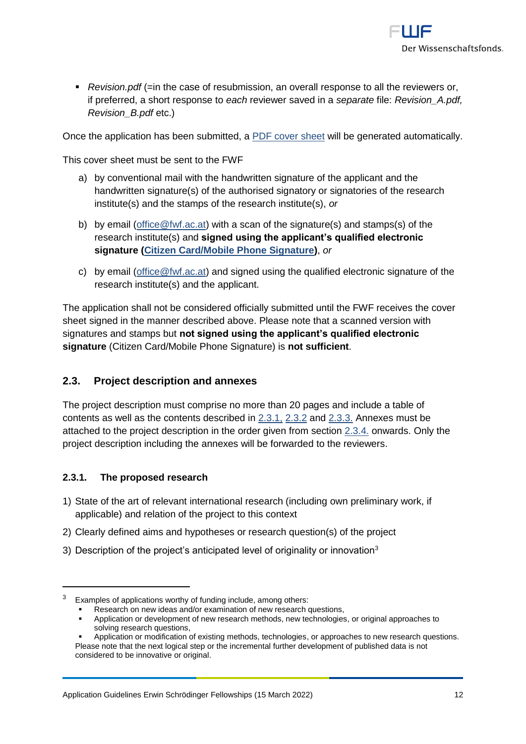- *Revision.pdf* (=in the case of resubmission, an overall response to all the reviewers or, if preferred, a short response to *each* reviewer saved in a *separate* file: *Revision_A.pdf, Revision_B.pdf* etc.)

Once the application has been submitted, a PDF cover sheet will be generated automatically.

This cover sheet must be sent to the FWF

a) by conventional mail with the handwritten signature of the applicant and the handwritten signature(s) of the authorised signatory or signatories of the research institute(s) and the stamps of the research institute(s), *or*

b) by email (office@fwf.ac.at) with a scan of the signature(s) and stamps(s) of the research institute(s) and **signed using the applicant's qualified electronic signature (Citizen Card/Mobile Phone Signature)**, *or*

c) by email (office@fwf.ac.at) and signed using the qualified electronic signature of the research institute(s) and the applicant.

The application shall not be considered officially submitted until the FWF receives the cover sheet signed in the manner described above. Please note that a scanned version with signatures and stamps but **not signed using the applicant's qualified electronic signature** (Citizen Card/Mobile Phone Signature) is **not sufficient**.

## 2.3. Project description and annexes

The project description must comprise no more than 20 pages and include a table of contents as well as the contents described in 2.3.1, 2.3.2 and 2.3.3. Annexes must be attached to the project description in the order given from section 2.3.4. onwards. Only the project description including the annexes will be forwarded to the reviewers.

### 2.3.1. The proposed research

1) State of the art of relevant international research (including own preliminary work, if applicable) and relation of the project to this context
2) Clearly defined aims and hypotheses or research question(s) of the project
3) Description of the project's anticipated level of originality or innovation[3]

---

[3] Examples of applications worthy of funding include, among others:
- Research on new ideas and/or examination of new research questions,
- Application or development of new research methods, new technologies, or original approaches to solving research questions,
- Application or modification of existing methods, technologies, or approaches to new research questions.

Please note that the next logical step or the incremental further development of published data is not considered to be innovative or original.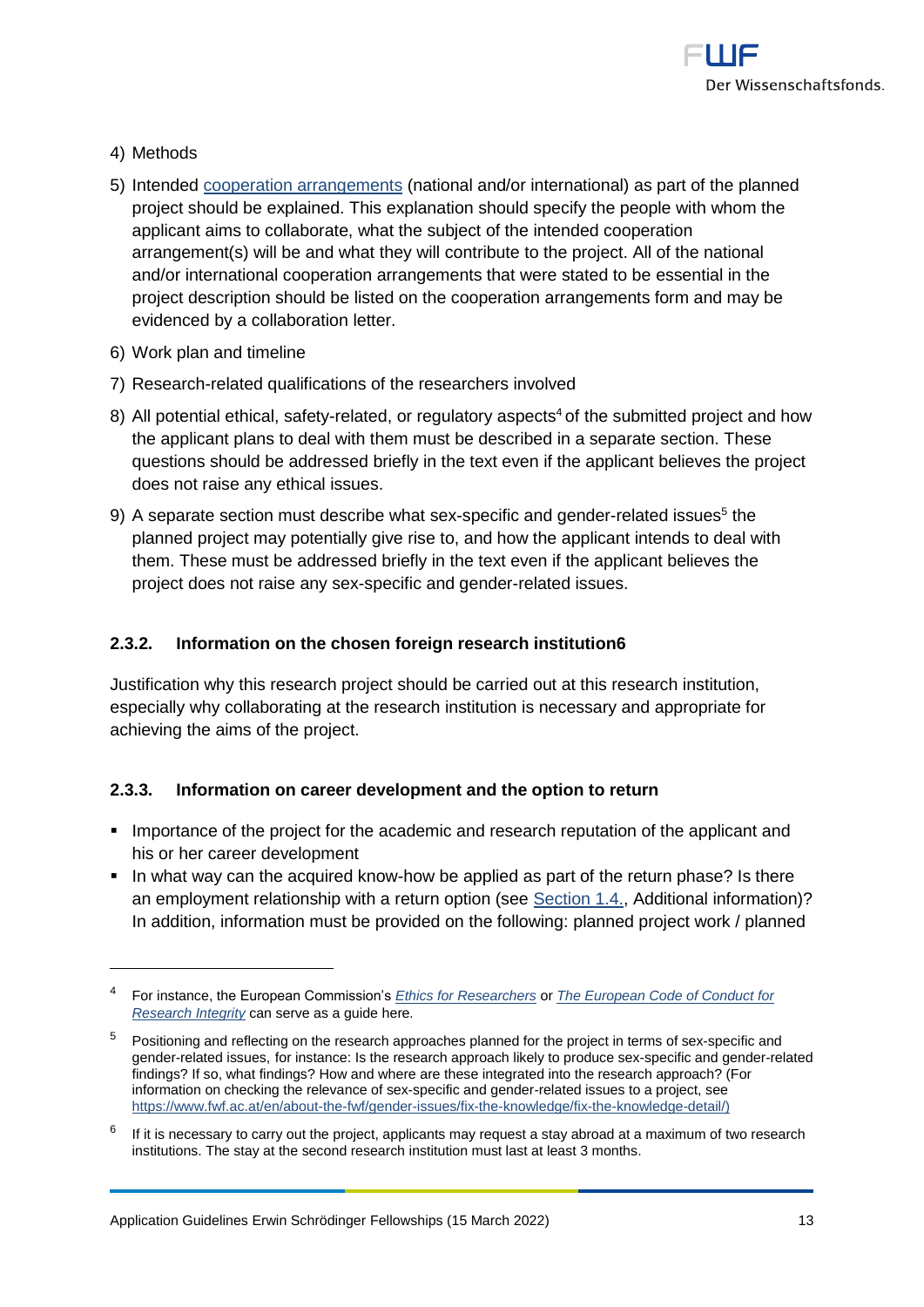4) Methods
5) Intended cooperation arrangements (national and/or international) as part of the planned project should be explained. This explanation should specify the people with whom the applicant aims to collaborate, what the subject of the intended cooperation arrangement(s) will be and what they will contribute to the project. All of the national and/or international cooperation arrangements that were stated to be essential in the project description should be listed on the cooperation arrangements form and may be evidenced by a collaboration letter.
6) Work plan and timeline
7) Research-related qualifications of the researchers involved
8) All potential ethical, safety-related, or regulatory aspects[4] of the submitted project and how the applicant plans to deal with them must be described in a separate section. These questions should be addressed briefly in the text even if the applicant believes the project does not raise any ethical issues.
9) A separate section must describe what sex-specific and gender-related issues[5] the planned project may potentially give rise to, and how the applicant intends to deal with them. These must be addressed briefly in the text even if the applicant believes the project does not raise any sex-specific and gender-related issues.

### 2.3.2. Information on the chosen foreign research institution6

Justification why this research project should be carried out at this research institution, especially why collaborating at the research institution is necessary and appropriate for achieving the aims of the project.

### 2.3.3. Information on career development and the option to return

- Importance of the project for the academic and research reputation of the applicant and his or her career development
- In what way can the acquired know-how be applied as part of the return phase? Is there an employment relationship with a return option (see Section 1.4., Additional information)? In addition, information must be provided on the following: planned project work / planned

---

[4] For instance, the European Commission's *Ethics for Researchers* or *The European Code of Conduct for Research Integrity* can serve as a guide here.

[5] Positioning and reflecting on the research approaches planned for the project in terms of sex-specific and gender-related issues, for instance: Is the research approach likely to produce sex-specific and gender-related findings? If so, what findings? How and where are these integrated into the research approach? (For information on checking the relevance of sex-specific and gender-related issues to a project, see https://www.fwf.ac.at/en/about-the-fwf/gender-issues/fix-the-knowledge/fix-the-knowledge-detail/)

[6] If it is necessary to carry out the project, applicants may request a stay abroad at a maximum of two research institutions. The stay at the second research institution must last at least 3 months.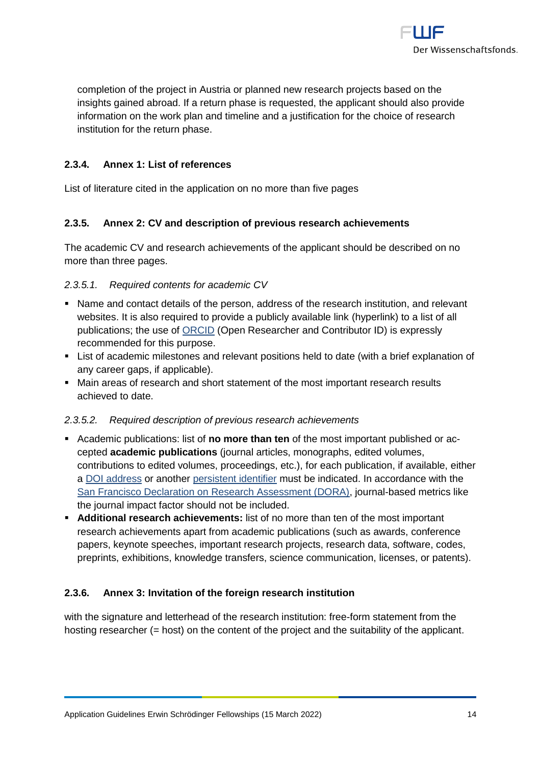completion of the project in Austria or planned new research projects based on the insights gained abroad. If a return phase is requested, the applicant should also provide information on the work plan and timeline and a justification for the choice of research institution for the return phase.

### 2.3.4. Annex 1: List of references

List of literature cited in the application on no more than five pages

### 2.3.5. Annex 2: CV and description of previous research achievements

The academic CV and research achievements of the applicant should be described on no more than three pages.

#### *2.3.5.1. Required contents for academic CV*

- Name and contact details of the person, address of the research institution, and relevant websites. It is also required to provide a publicly available link (hyperlink) to a list of all publications; the use of ORCID (Open Researcher and Contributor ID) is expressly recommended for this purpose.
- List of academic milestones and relevant positions held to date (with a brief explanation of any career gaps, if applicable).
- Main areas of research and short statement of the most important research results achieved to date.

#### *2.3.5.2. Required description of previous research achievements*

- Academic publications: list of **no more than ten** of the most important published or accepted **academic publications** (journal articles, monographs, edited volumes, contributions to edited volumes, proceedings, etc.), for each publication, if available, either a DOI address or another persistent identifier must be indicated. In accordance with the San Francisco Declaration on Research Assessment (DORA), journal-based metrics like the journal impact factor should not be included.
- **Additional research achievements:** list of no more than ten of the most important research achievements apart from academic publications (such as awards, conference papers, keynote speeches, important research projects, research data, software, codes, preprints, exhibitions, knowledge transfers, science communication, licenses, or patents).

### 2.3.6. Annex 3: Invitation of the foreign research institution

with the signature and letterhead of the research institution: free-form statement from the hosting researcher (= host) on the content of the project and the suitability of the applicant.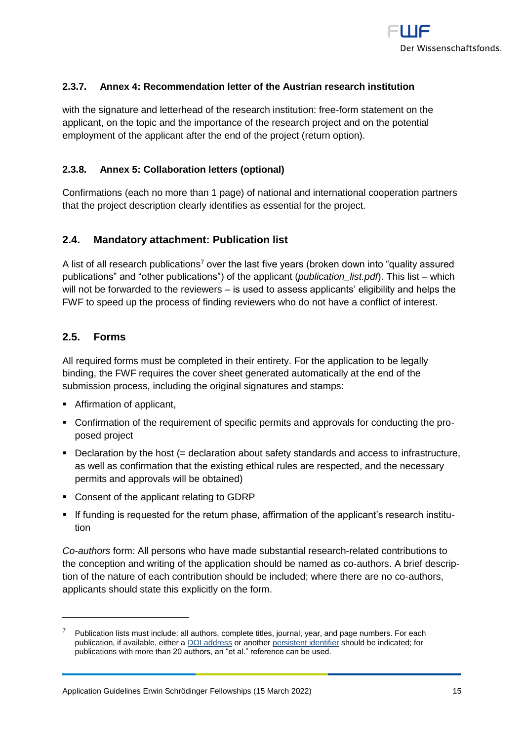### 2.3.7. Annex 4: Recommendation letter of the Austrian research institution

with the signature and letterhead of the research institution: free-form statement on the applicant, on the topic and the importance of the research project and on the potential employment of the applicant after the end of the project (return option).

### 2.3.8. Annex 5: Collaboration letters (optional)

Confirmations (each no more than 1 page) of national and international cooperation partners that the project description clearly identifies as essential for the project.

## 2.4. Mandatory attachment: Publication list

A list of all research publications[7] over the last five years (broken down into "quality assured publications" and "other publications") of the applicant (*publication_list.pdf*). This list – which will not be forwarded to the reviewers – is used to assess applicants' eligibility and helps the FWF to speed up the process of finding reviewers who do not have a conflict of interest.

## 2.5. Forms

All required forms must be completed in their entirety. For the application to be legally binding, the FWF requires the cover sheet generated automatically at the end of the submission process, including the original signatures and stamps:

- Affirmation of applicant,
- Confirmation of the requirement of specific permits and approvals for conducting the proposed project
- Declaration by the host (= declaration about safety standards and access to infrastructure, as well as confirmation that the existing ethical rules are respected, and the necessary permits and approvals will be obtained)
- Consent of the applicant relating to GDRP
- If funding is requested for the return phase, affirmation of the applicant's research institution

*Co-authors* form: All persons who have made substantial research-related contributions to the conception and writing of the application should be named as co-authors. A brief description of the nature of each contribution should be included; where there are no co-authors, applicants should state this explicitly on the form.

---

[7] Publication lists must include: all authors, complete titles, journal, year, and page numbers. For each publication, if available, either a DOI address or another persistent identifier should be indicated; for publications with more than 20 authors, an "et al." reference can be used.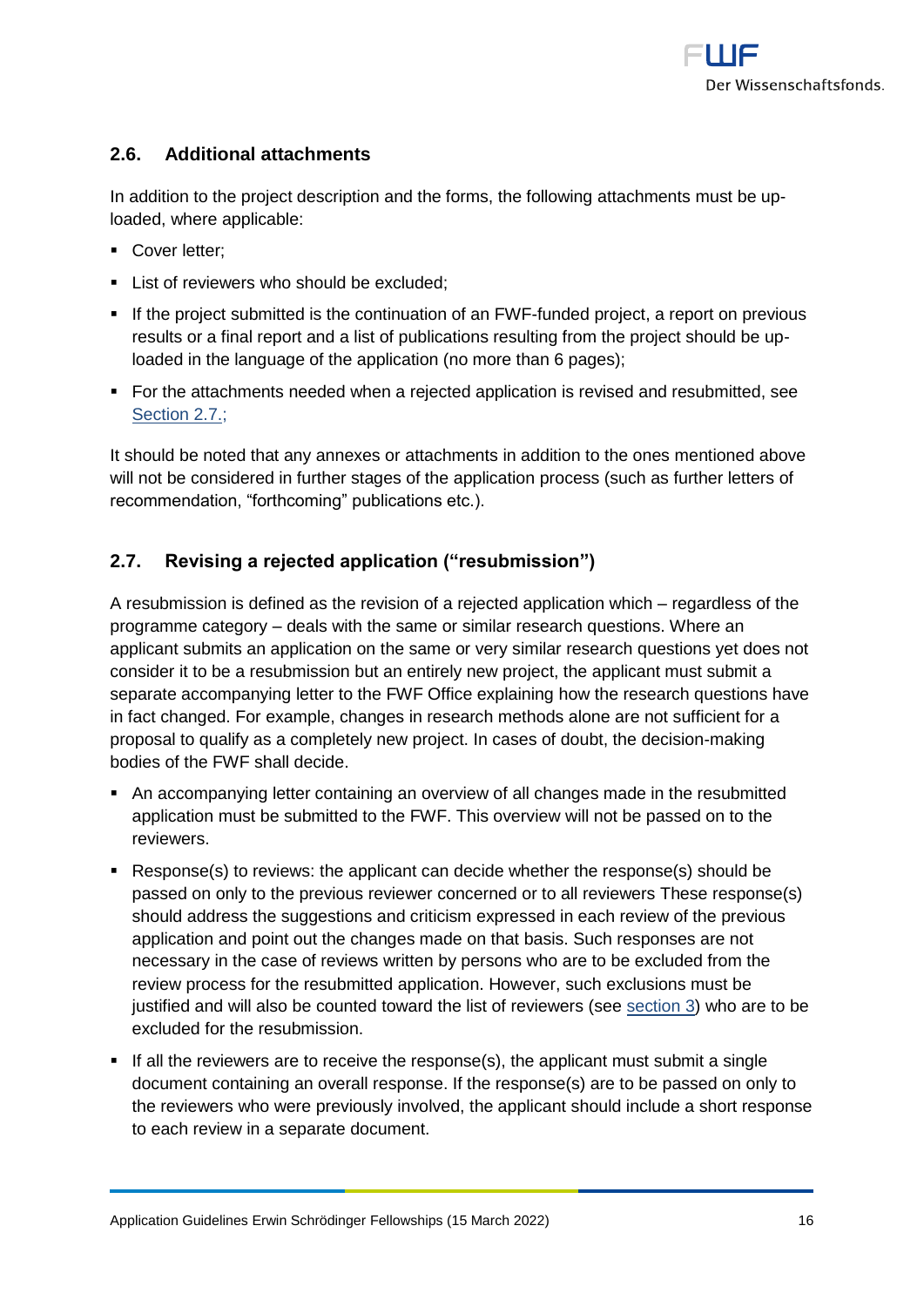## 2.6. Additional attachments

In addition to the project description and the forms, the following attachments must be up-loaded, where applicable:

- Cover letter;
- List of reviewers who should be excluded;
- If the project submitted is the continuation of an FWF-funded project, a report on previous results or a final report and a list of publications resulting from the project should be up-loaded in the language of the application (no more than 6 pages);
- For the attachments needed when a rejected application is revised and resubmitted, see Section 2.7.;

It should be noted that any annexes or attachments in addition to the ones mentioned above will not be considered in further stages of the application process (such as further letters of recommendation, "forthcoming" publications etc.).

## 2.7. Revising a rejected application ("resubmission")

A resubmission is defined as the revision of a rejected application which – regardless of the programme category – deals with the same or similar research questions. Where an applicant submits an application on the same or very similar research questions yet does not consider it to be a resubmission but an entirely new project, the applicant must submit a separate accompanying letter to the FWF Office explaining how the research questions have in fact changed. For example, changes in research methods alone are not sufficient for a proposal to qualify as a completely new project. In cases of doubt, the decision-making bodies of the FWF shall decide.

- An accompanying letter containing an overview of all changes made in the resubmitted application must be submitted to the FWF. This overview will not be passed on to the reviewers.
- Response(s) to reviews: the applicant can decide whether the response(s) should be passed on only to the previous reviewer concerned or to all reviewers These response(s) should address the suggestions and criticism expressed in each review of the previous application and point out the changes made on that basis. Such responses are not necessary in the case of reviews written by persons who are to be excluded from the review process for the resubmitted application. However, such exclusions must be justified and will also be counted toward the list of reviewers (see section 3) who are to be excluded for the resubmission.
- If all the reviewers are to receive the response(s), the applicant must submit a single document containing an overall response. If the response(s) are to be passed on only to the reviewers who were previously involved, the applicant should include a short response to each review in a separate document.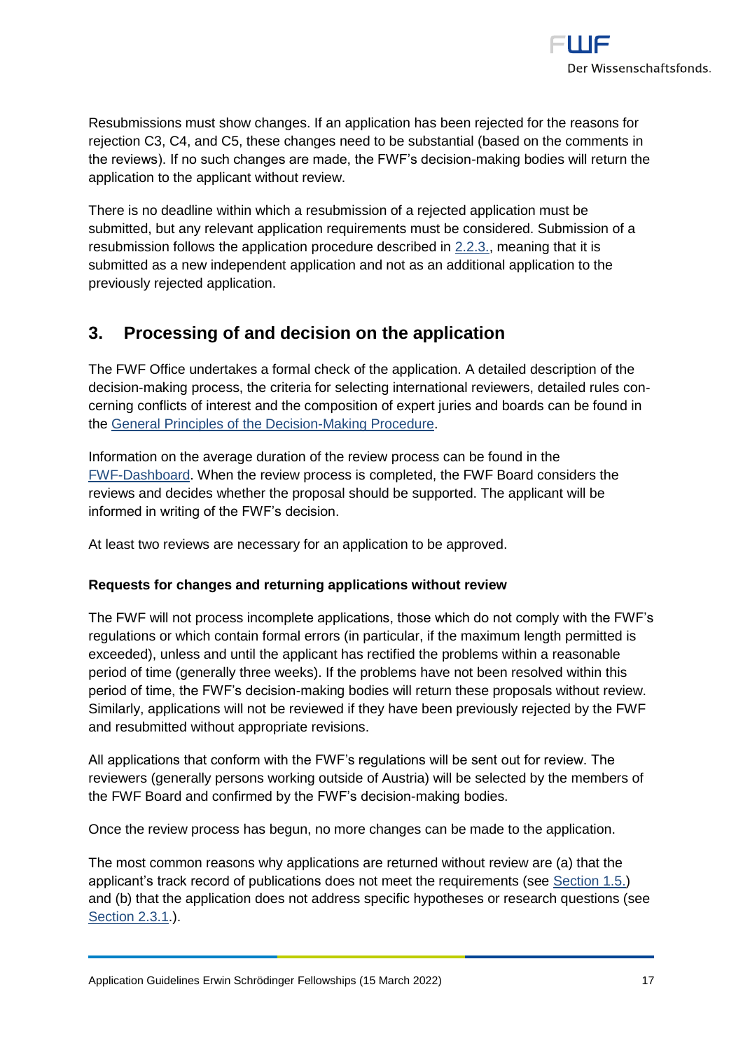Resubmissions must show changes. If an application has been rejected for the reasons for rejection C3, C4, and C5, these changes need to be substantial (based on the comments in the reviews). If no such changes are made, the FWF's decision-making bodies will return the application to the applicant without review.

There is no deadline within which a resubmission of a rejected application must be submitted, but any relevant application requirements must be considered. Submission of a resubmission follows the application procedure described in 2.2.3., meaning that it is submitted as a new independent application and not as an additional application to the previously rejected application.

## 3. Processing of and decision on the application

The FWF Office undertakes a formal check of the application. A detailed description of the decision-making process, the criteria for selecting international reviewers, detailed rules concerning conflicts of interest and the composition of expert juries and boards can be found in the General Principles of the Decision-Making Procedure.

Information on the average duration of the review process can be found in the FWF-Dashboard. When the review process is completed, the FWF Board considers the reviews and decides whether the proposal should be supported. The applicant will be informed in writing of the FWF's decision.

At least two reviews are necessary for an application to be approved.

**Requests for changes and returning applications without review**

The FWF will not process incomplete applications, those which do not comply with the FWF's regulations or which contain formal errors (in particular, if the maximum length permitted is exceeded), unless and until the applicant has rectified the problems within a reasonable period of time (generally three weeks). If the problems have not been resolved within this period of time, the FWF's decision-making bodies will return these proposals without review. Similarly, applications will not be reviewed if they have been previously rejected by the FWF and resubmitted without appropriate revisions.

All applications that conform with the FWF's regulations will be sent out for review. The reviewers (generally persons working outside of Austria) will be selected by the members of the FWF Board and confirmed by the FWF's decision-making bodies.

Once the review process has begun, no more changes can be made to the application.

The most common reasons why applications are returned without review are (a) that the applicant's track record of publications does not meet the requirements (see Section 1.5.) and (b) that the application does not address specific hypotheses or research questions (see Section 2.3.1.).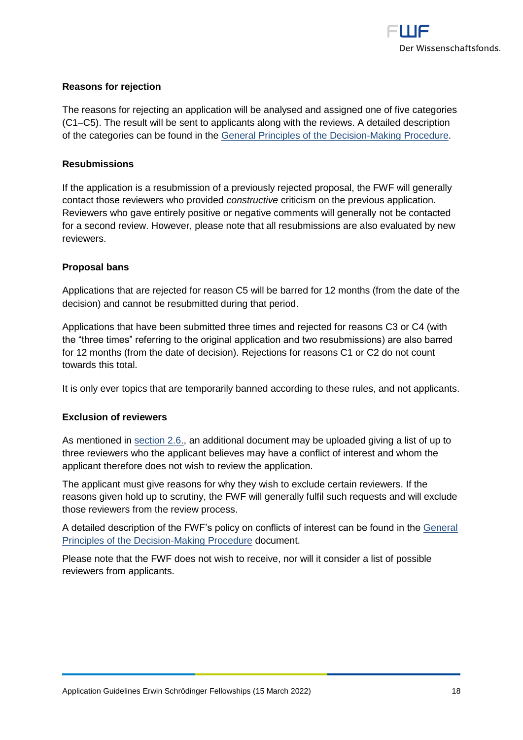**Reasons for rejection**

The reasons for rejecting an application will be analysed and assigned one of five categories (C1–C5). The result will be sent to applicants along with the reviews. A detailed description of the categories can be found in the General Principles of the Decision-Making Procedure.

**Resubmissions**

If the application is a resubmission of a previously rejected proposal, the FWF will generally contact those reviewers who provided *constructive* criticism on the previous application. Reviewers who gave entirely positive or negative comments will generally not be contacted for a second review. However, please note that all resubmissions are also evaluated by new reviewers.

**Proposal bans**

Applications that are rejected for reason C5 will be barred for 12 months (from the date of the decision) and cannot be resubmitted during that period.

Applications that have been submitted three times and rejected for reasons C3 or C4 (with the "three times" referring to the original application and two resubmissions) are also barred for 12 months (from the date of decision). Rejections for reasons C1 or C2 do not count towards this total.

It is only ever topics that are temporarily banned according to these rules, and not applicants.

**Exclusion of reviewers**

As mentioned in section 2.6., an additional document may be uploaded giving a list of up to three reviewers who the applicant believes may have a conflict of interest and whom the applicant therefore does not wish to review the application.

The applicant must give reasons for why they wish to exclude certain reviewers. If the reasons given hold up to scrutiny, the FWF will generally fulfil such requests and will exclude those reviewers from the review process.

A detailed description of the FWF's policy on conflicts of interest can be found in the General Principles of the Decision-Making Procedure document.

Please note that the FWF does not wish to receive, nor will it consider a list of possible reviewers from applicants.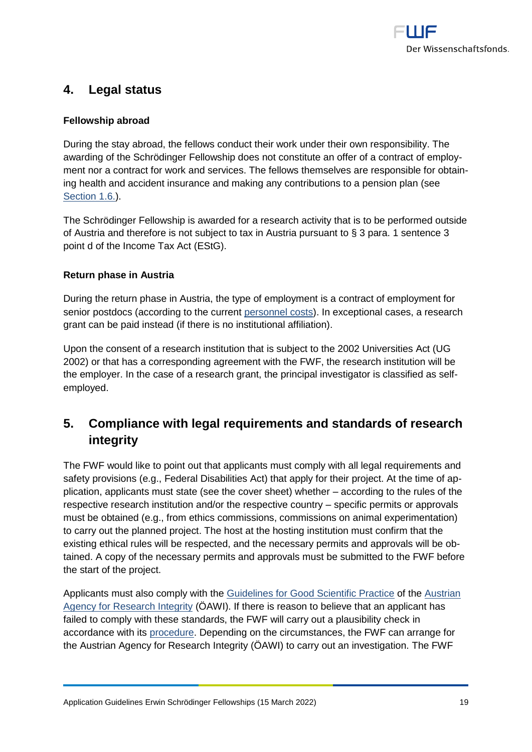## 4. Legal status

**Fellowship abroad**

During the stay abroad, the fellows conduct their work under their own responsibility. The awarding of the Schrödinger Fellowship does not constitute an offer of a contract of employment nor a contract for work and services. The fellows themselves are responsible for obtaining health and accident insurance and making any contributions to a pension plan (see Section 1.6.).

The Schrödinger Fellowship is awarded for a research activity that is to be performed outside of Austria and therefore is not subject to tax in Austria pursuant to § 3 para. 1 sentence 3 point d of the Income Tax Act (EStG).

**Return phase in Austria**

During the return phase in Austria, the type of employment is a contract of employment for senior postdocs (according to the current personnel costs). In exceptional cases, a research grant can be paid instead (if there is no institutional affiliation).

Upon the consent of a research institution that is subject to the 2002 Universities Act (UG 2002) or that has a corresponding agreement with the FWF, the research institution will be the employer. In the case of a research grant, the principal investigator is classified as self-employed.

## 5. Compliance with legal requirements and standards of research integrity

The FWF would like to point out that applicants must comply with all legal requirements and safety provisions (e.g., Federal Disabilities Act) that apply for their project. At the time of application, applicants must state (see the cover sheet) whether – according to the rules of the respective research institution and/or the respective country – specific permits or approvals must be obtained (e.g., from ethics commissions, commissions on animal experimentation) to carry out the planned project. The host at the hosting institution must confirm that the existing ethical rules will be respected, and the necessary permits and approvals will be obtained. A copy of the necessary permits and approvals must be submitted to the FWF before the start of the project.

Applicants must also comply with the Guidelines for Good Scientific Practice of the Austrian Agency for Research Integrity (ÖAWI). If there is reason to believe that an applicant has failed to comply with these standards, the FWF will carry out a plausibility check in accordance with its procedure. Depending on the circumstances, the FWF can arrange for the Austrian Agency for Research Integrity (ÖAWI) to carry out an investigation. The FWF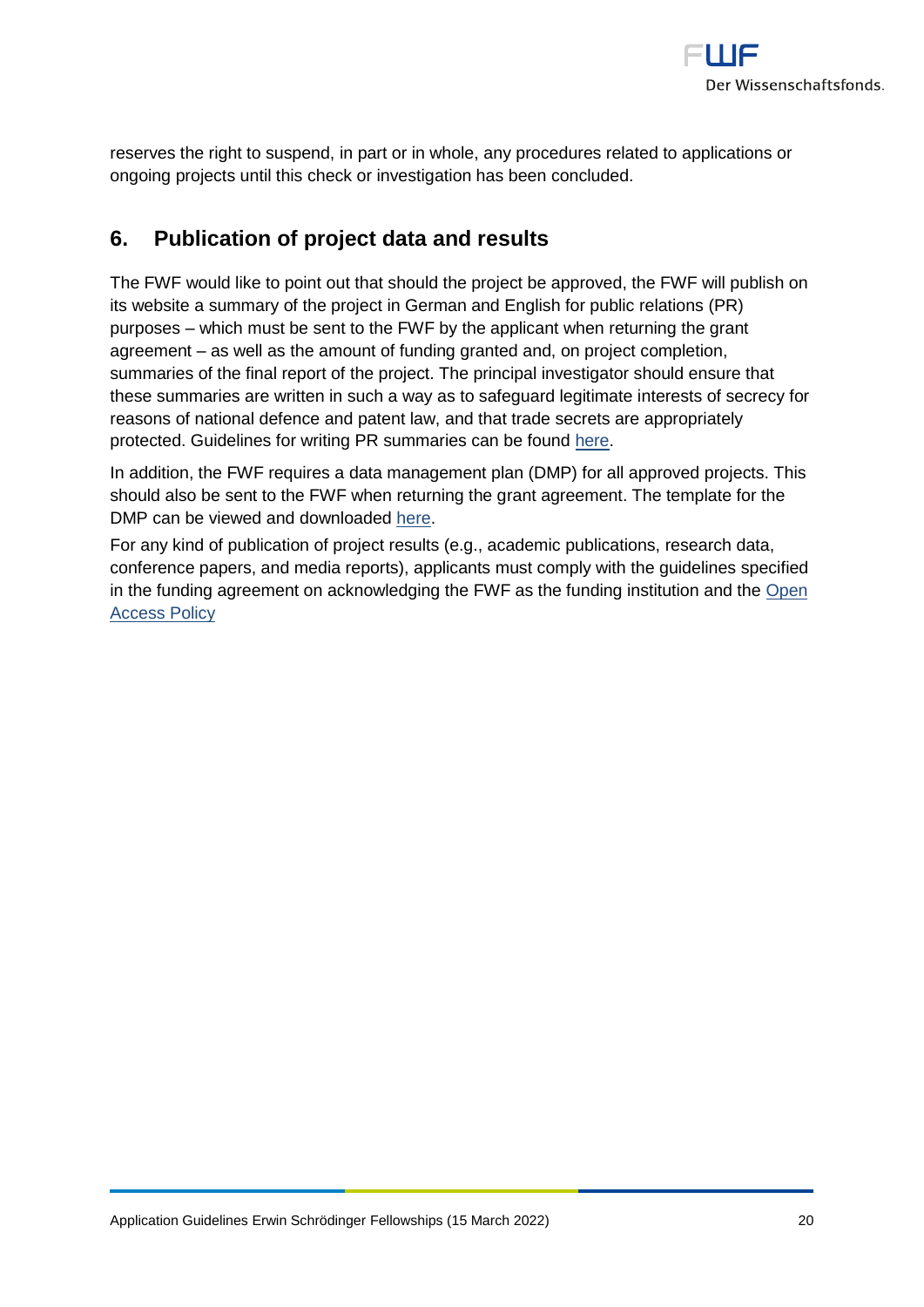reserves the right to suspend, in part or in whole, any procedures related to applications or ongoing projects until this check or investigation has been concluded.

## 6. Publication of project data and results

The FWF would like to point out that should the project be approved, the FWF will publish on its website a summary of the project in German and English for public relations (PR) purposes – which must be sent to the FWF by the applicant when returning the grant agreement – as well as the amount of funding granted and, on project completion, summaries of the final report of the project. The principal investigator should ensure that these summaries are written in such a way as to safeguard legitimate interests of secrecy for reasons of national defence and patent law, and that trade secrets are appropriately protected. Guidelines for writing PR summaries can be found here.

In addition, the FWF requires a data management plan (DMP) for all approved projects. This should also be sent to the FWF when returning the grant agreement. The template for the DMP can be viewed and downloaded here.

For any kind of publication of project results (e.g., academic publications, research data, conference papers, and media reports), applicants must comply with the guidelines specified in the funding agreement on acknowledging the FWF as the funding institution and the Open Access Policy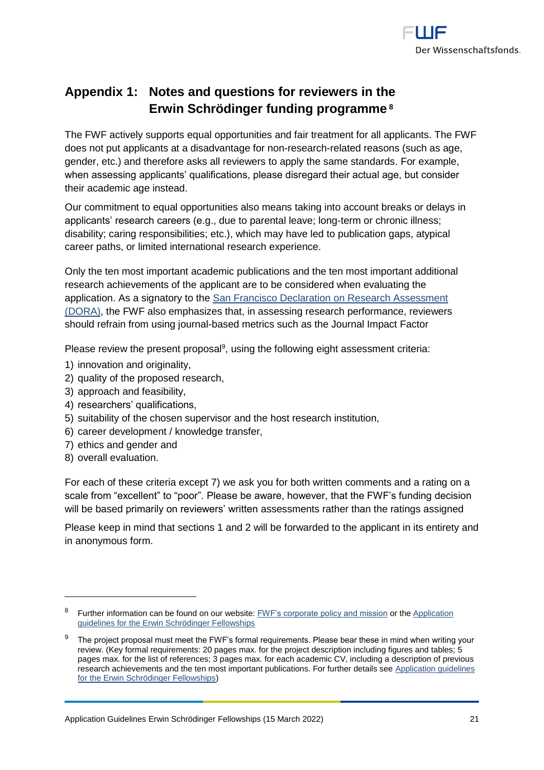## Appendix 1: Notes and questions for reviewers in the Erwin Schrödinger funding programme [8]

The FWF actively supports equal opportunities and fair treatment for all applicants. The FWF does not put applicants at a disadvantage for non-research-related reasons (such as age, gender, etc.) and therefore asks all reviewers to apply the same standards. For example, when assessing applicants' qualifications, please disregard their actual age, but consider their academic age instead.

Our commitment to equal opportunities also means taking into account breaks or delays in applicants' research careers (e.g., due to parental leave; long-term or chronic illness; disability; caring responsibilities; etc.), which may have led to publication gaps, atypical career paths, or limited international research experience.

Only the ten most important academic publications and the ten most important additional research achievements of the applicant are to be considered when evaluating the application. As a signatory to the San Francisco Declaration on Research Assessment (DORA), the FWF also emphasizes that, in assessing research performance, reviewers should refrain from using journal-based metrics such as the Journal Impact Factor

Please review the present proposal[9], using the following eight assessment criteria:

1) innovation and originality,
2) quality of the proposed research,
3) approach and feasibility,
4) researchers' qualifications,
5) suitability of the chosen supervisor and the host research institution,
6) career development / knowledge transfer,
7) ethics and gender and
8) overall evaluation.

For each of these criteria except 7) we ask you for both written comments and a rating on a scale from "excellent" to "poor". Please be aware, however, that the FWF's funding decision will be based primarily on reviewers' written assessments rather than the ratings assigned

Please keep in mind that sections 1 and 2 will be forwarded to the applicant in its entirety and in anonymous form.

---

[8] Further information can be found on our website: FWF's corporate policy and mission or the Application guidelines for the Erwin Schrödinger Fellowships

[9] The project proposal must meet the FWF's formal requirements. Please bear these in mind when writing your review. (Key formal requirements: 20 pages max. for the project description including figures and tables; 5 pages max. for the list of references; 3 pages max. for each academic CV, including a description of previous research achievements and the ten most important publications. For further details see Application guidelines for the Erwin Schrödinger Fellowships)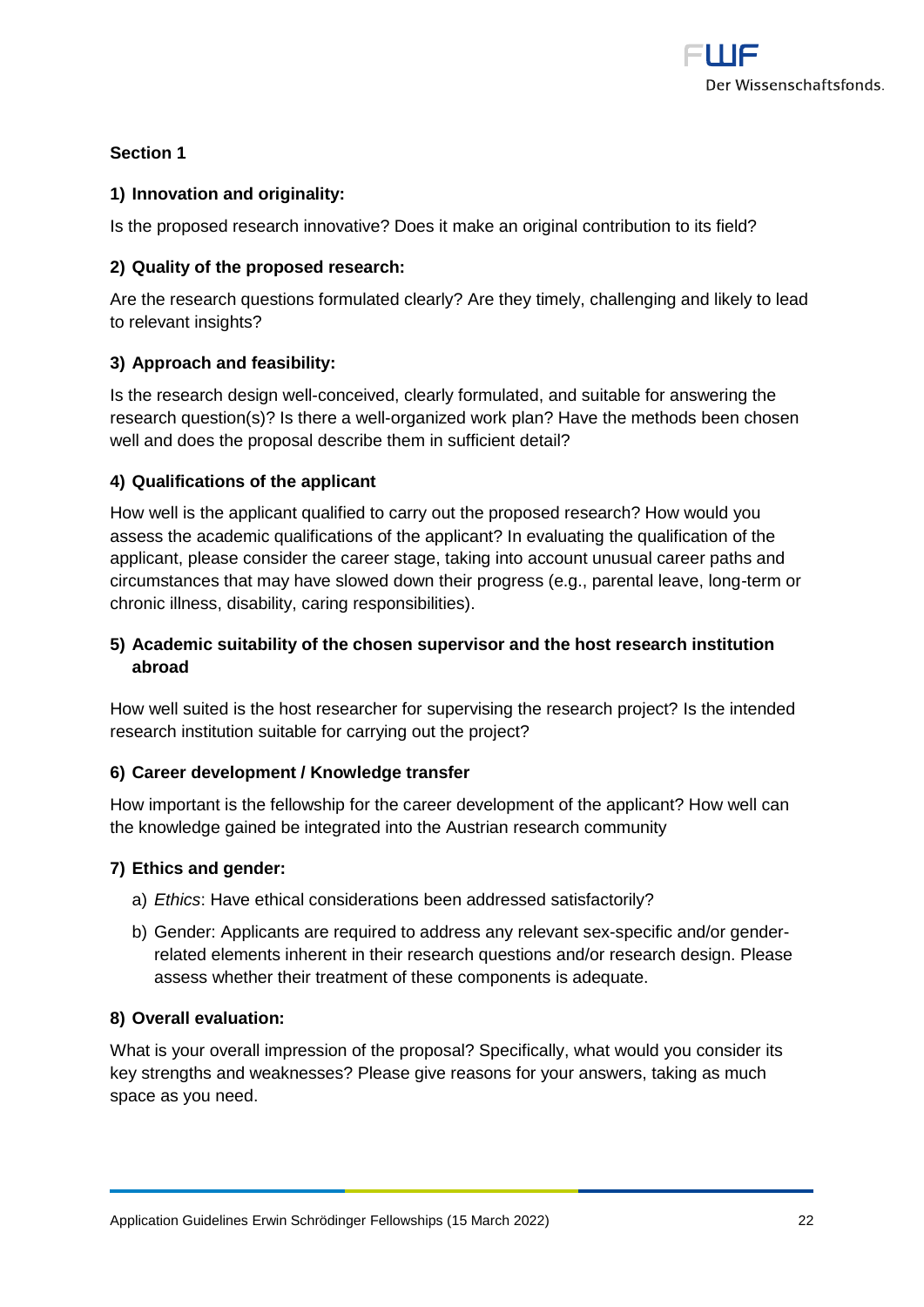**Section 1**

**1) Innovation and originality:**

Is the proposed research innovative? Does it make an original contribution to its field?

**2) Quality of the proposed research:**

Are the research questions formulated clearly? Are they timely, challenging and likely to lead to relevant insights?

**3) Approach and feasibility:**

Is the research design well-conceived, clearly formulated, and suitable for answering the research question(s)? Is there a well-organized work plan? Have the methods been chosen well and does the proposal describe them in sufficient detail?

**4) Qualifications of the applicant**

How well is the applicant qualified to carry out the proposed research? How would you assess the academic qualifications of the applicant? In evaluating the qualification of the applicant, please consider the career stage, taking into account unusual career paths and circumstances that may have slowed down their progress (e.g., parental leave, long-term or chronic illness, disability, caring responsibilities).

**5) Academic suitability of the chosen supervisor and the host research institution abroad**

How well suited is the host researcher for supervising the research project? Is the intended research institution suitable for carrying out the project?

**6) Career development / Knowledge transfer**

How important is the fellowship for the career development of the applicant? How well can the knowledge gained be integrated into the Austrian research community

**7) Ethics and gender:**

a) *Ethics*: Have ethical considerations been addressed satisfactorily?

b) Gender: Applicants are required to address any relevant sex-specific and/or gender-related elements inherent in their research questions and/or research design. Please assess whether their treatment of these components is adequate.

**8) Overall evaluation:**

What is your overall impression of the proposal? Specifically, what would you consider its key strengths and weaknesses? Please give reasons for your answers, taking as much space as you need.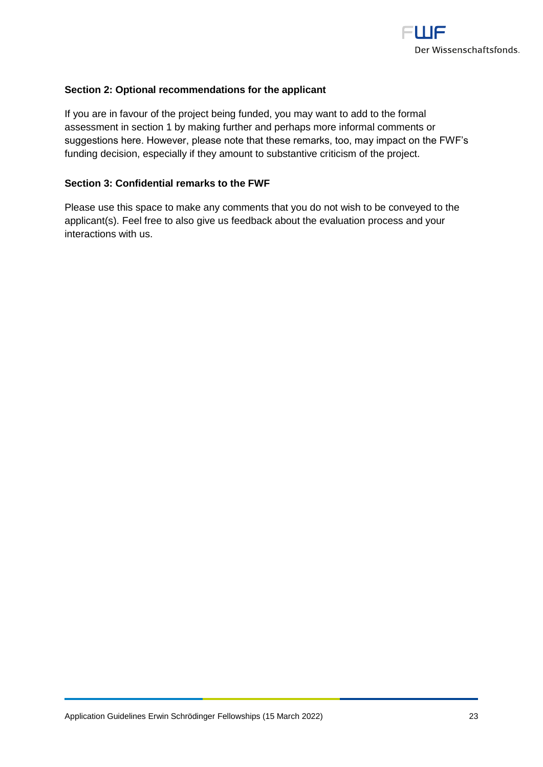**Section 2: Optional recommendations for the applicant**

If you are in favour of the project being funded, you may want to add to the formal assessment in section 1 by making further and perhaps more informal comments or suggestions here. However, please note that these remarks, too, may impact on the FWF's funding decision, especially if they amount to substantive criticism of the project.

**Section 3: Confidential remarks to the FWF**

Please use this space to make any comments that you do not wish to be conveyed to the applicant(s). Feel free to also give us feedback about the evaluation process and your interactions with us.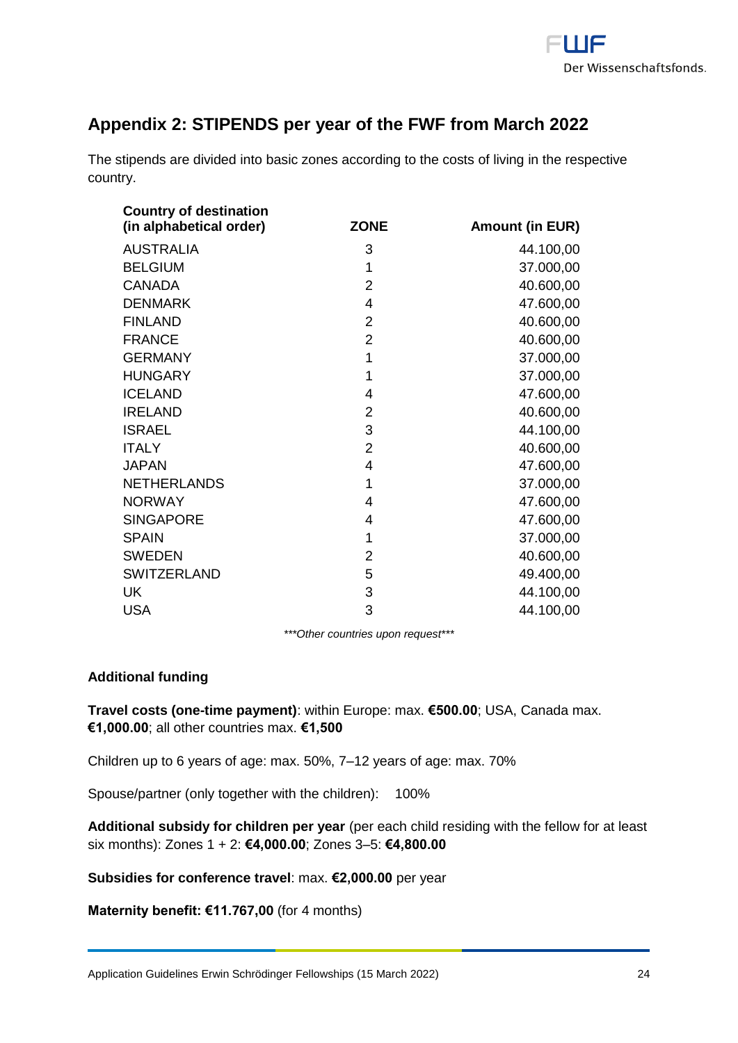## Appendix 2: STIPENDS per year of the FWF from March 2022

The stipends are divided into basic zones according to the costs of living in the respective country.

| Country of destination (in alphabetical order) | ZONE | Amount (in EUR) |
|---|---|---|
| AUSTRALIA | 3 | 44.100,00 |
| BELGIUM | 1 | 37.000,00 |
| CANADA | 2 | 40.600,00 |
| DENMARK | 4 | 47.600,00 |
| FINLAND | 2 | 40.600,00 |
| FRANCE | 2 | 40.600,00 |
| GERMANY | 1 | 37.000,00 |
| HUNGARY | 1 | 37.000,00 |
| ICELAND | 4 | 47.600,00 |
| IRELAND | 2 | 40.600,00 |
| ISRAEL | 3 | 44.100,00 |
| ITALY | 2 | 40.600,00 |
| JAPAN | 4 | 47.600,00 |
| NETHERLANDS | 1 | 37.000,00 |
| NORWAY | 4 | 47.600,00 |
| SINGAPORE | 4 | 47.600,00 |
| SPAIN | 1 | 37.000,00 |
| SWEDEN | 2 | 40.600,00 |
| SWITZERLAND | 5 | 49.400,00 |
| UK | 3 | 44.100,00 |
| USA | 3 | 44.100,00 |

*\*\*\*Other countries upon request\*\*\**

**Additional funding**

**Travel costs (one-time payment)**: within Europe: max. **€500.00**; USA, Canada max. **€1,000.00**; all other countries max. **€1,500**

Children up to 6 years of age: max. 50%, 7–12 years of age: max. 70%

Spouse/partner (only together with the children): 100%

**Additional subsidy for children per year** (per each child residing with the fellow for at least six months): Zones 1 + 2: **€4,000.00**; Zones 3–5: **€4,800.00**

**Subsidies for conference travel**: max. **€2,000.00** per year

**Maternity benefit: €11.767,00** (for 4 months)